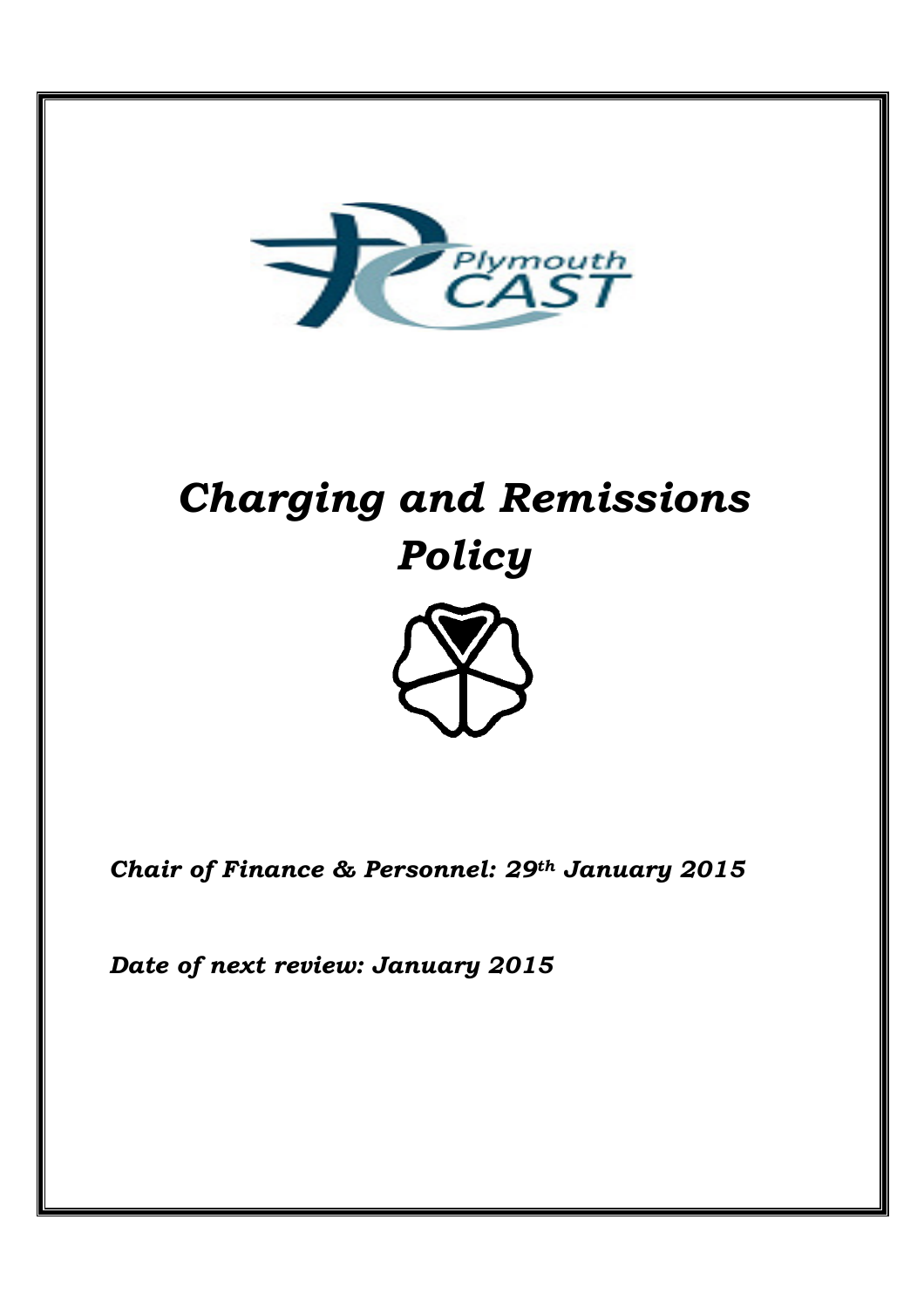Plymouth CAST

# *Charging and Remissions Policy*

***Chair of Finance & Personnel: 29th January 2015***

***Date of next review: January 2015***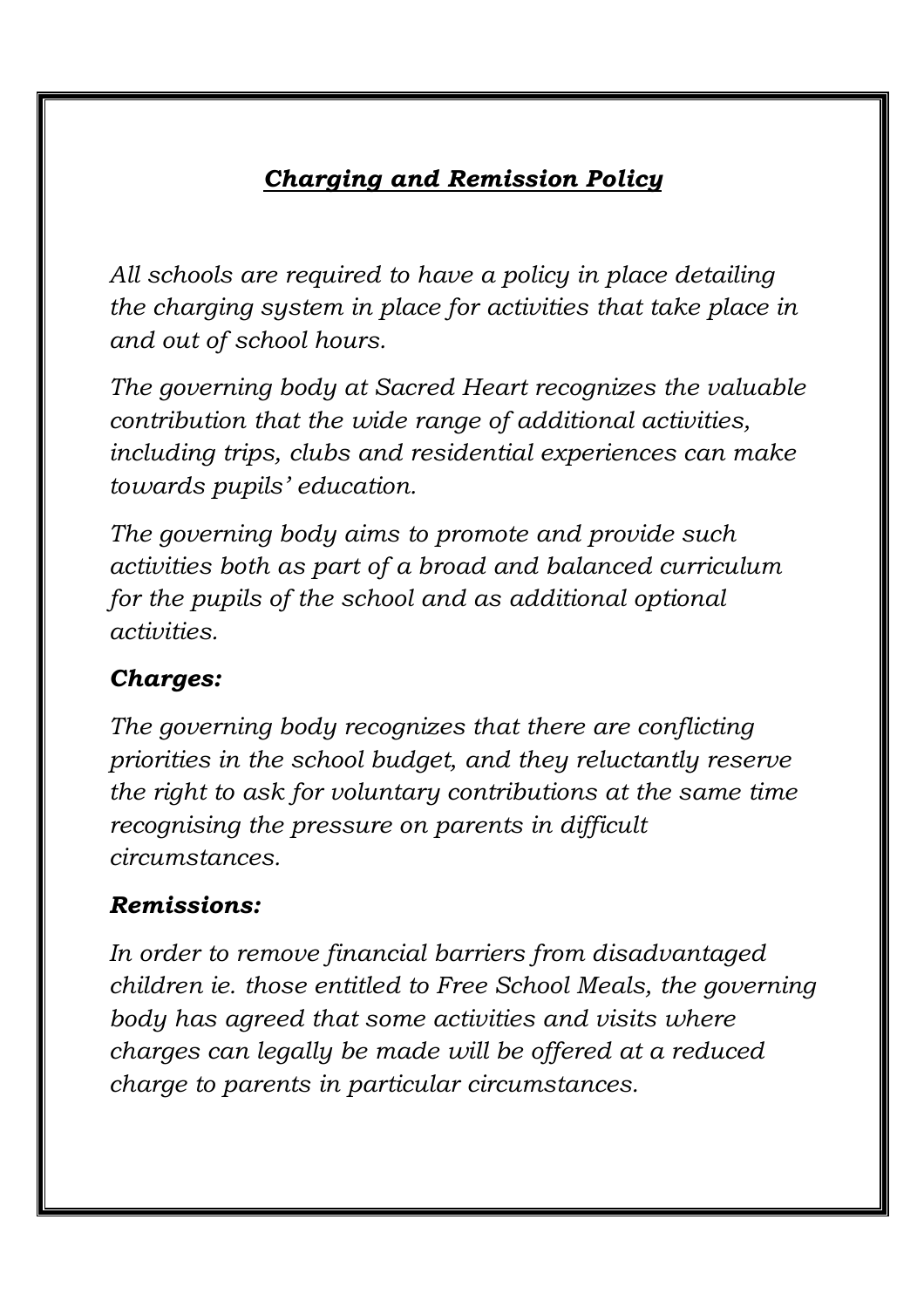## ***Charging and Remission Policy***

*All schools are required to have a policy in place detailing the charging system in place for activities that take place in and out of school hours.*

*The governing body at Sacred Heart recognizes the valuable contribution that the wide range of additional activities, including trips, clubs and residential experiences can make towards pupils' education.*

*The governing body aims to promote and provide such activities both as part of a broad and balanced curriculum for the pupils of the school and as additional optional activities.*

### ***Charges:***

*The governing body recognizes that there are conflicting priorities in the school budget, and they reluctantly reserve the right to ask for voluntary contributions at the same time recognising the pressure on parents in difficult circumstances.*

### ***Remissions:***

*In order to remove financial barriers from disadvantaged children ie. those entitled to Free School Meals, the governing body has agreed that some activities and visits where charges can legally be made will be offered at a reduced charge to parents in particular circumstances.*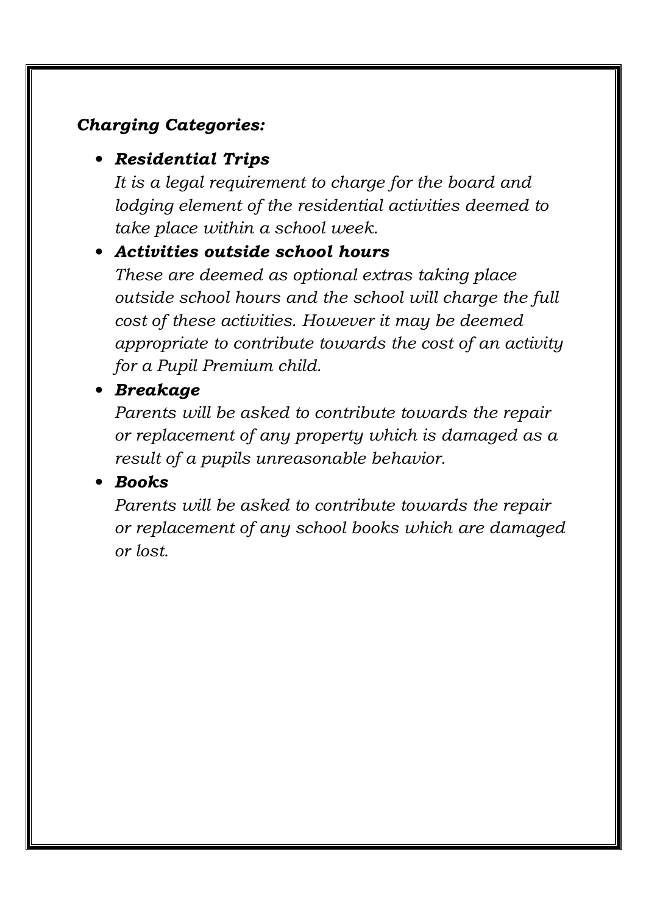***Charging Categories:***

- ***Residential Trips***

  *It is a legal requirement to charge for the board and lodging element of the residential activities deemed to take place within a school week.*

- ***Activities outside school hours***

  *These are deemed as optional extras taking place outside school hours and the school will charge the full cost of these activities. However it may be deemed appropriate to contribute towards the cost of an activity for a Pupil Premium child.*

- ***Breakage***

  *Parents will be asked to contribute towards the repair or replacement of any property which is damaged as a result of a pupils unreasonable behavior.*

- ***Books***

  *Parents will be asked to contribute towards the repair or replacement of any school books which are damaged or lost.*